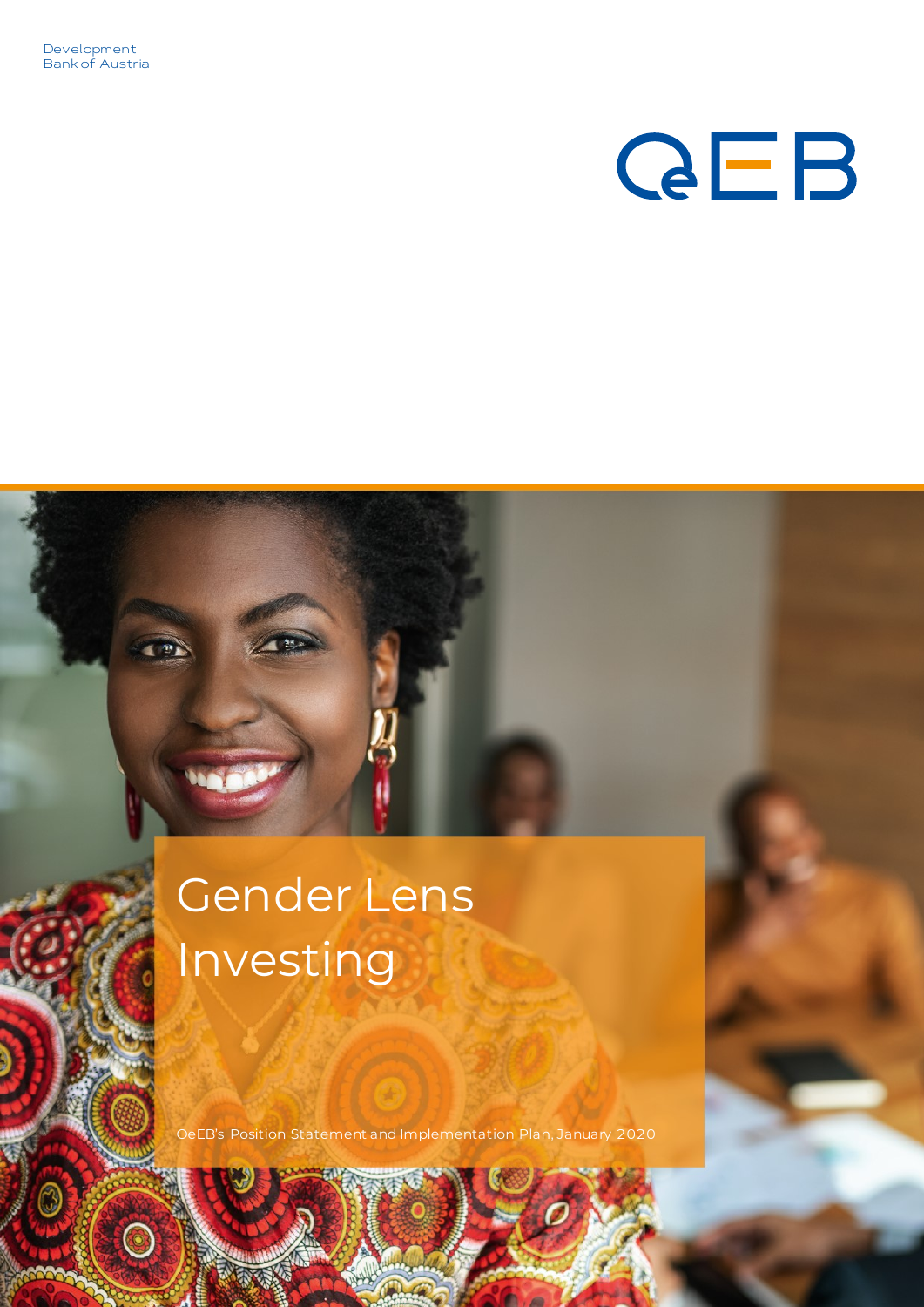Development
Bank of Austria

OeEB

# Gender Lens Investing

OeEB's Position Statement and Implementation Plan, January 2020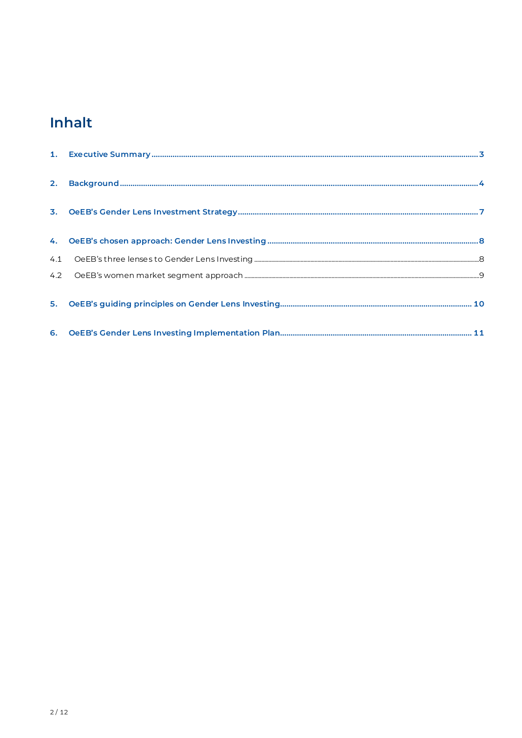# Inhalt

1. Executive Summary ..... 3
2. Background ..... 4
3. OeEB's Gender Lens Investment Strategy ..... 7
4. OeEB's chosen approach: Gender Lens Investing ..... 8
   - 4.1 OeEB's three lenses to Gender Lens Investing ..... 8
   - 4.2 OeEB's women market segment approach ..... 9
5. OeEB's guiding principles on Gender Lens Investing ..... 10
6. OeEB's Gender Lens Investing Implementation Plan ..... 11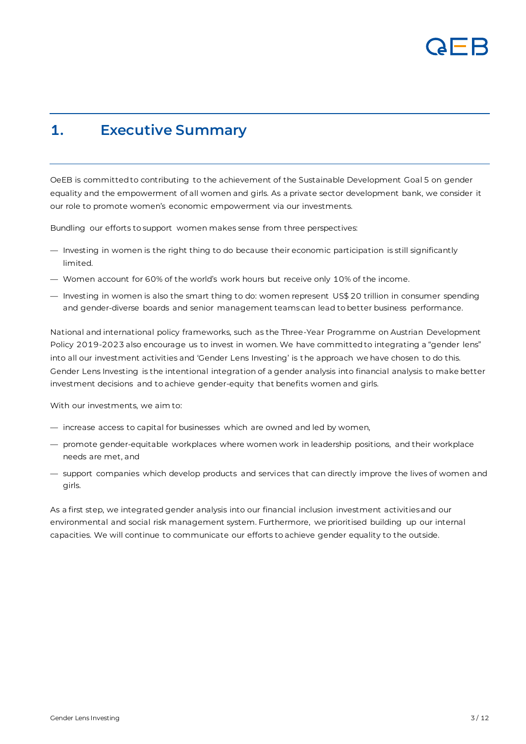# 1. Executive Summary

OeEB is committed to contributing to the achievement of the Sustainable Development Goal 5 on gender equality and the empowerment of all women and girls. As a private sector development bank, we consider it our role to promote women's economic empowerment via our investments.

Bundling our efforts to support women makes sense from three perspectives:

- Investing in women is the right thing to do because their economic participation is still significantly limited.
- Women account for 60% of the world's work hours but receive only 10% of the income.
- Investing in women is also the smart thing to do: women represent US$ 20 trillion in consumer spending and gender-diverse boards and senior management teams can lead to better business performance.

National and international policy frameworks, such as the Three-Year Programme on Austrian Development Policy 2019-2023 also encourage us to invest in women. We have committed to integrating a "gender lens" into all our investment activities and 'Gender Lens Investing' is the approach we have chosen to do this. Gender Lens Investing is the intentional integration of a gender analysis into financial analysis to make better investment decisions and to achieve gender-equity that benefits women and girls.

With our investments, we aim to:

- increase access to capital for businesses which are owned and led by women,
- promote gender-equitable workplaces where women work in leadership positions, and their workplace needs are met, and
- support companies which develop products and services that can directly improve the lives of women and girls.

As a first step, we integrated gender analysis into our financial inclusion investment activities and our environmental and social risk management system. Furthermore, we prioritised building up our internal capacities. We will continue to communicate our efforts to achieve gender equality to the outside.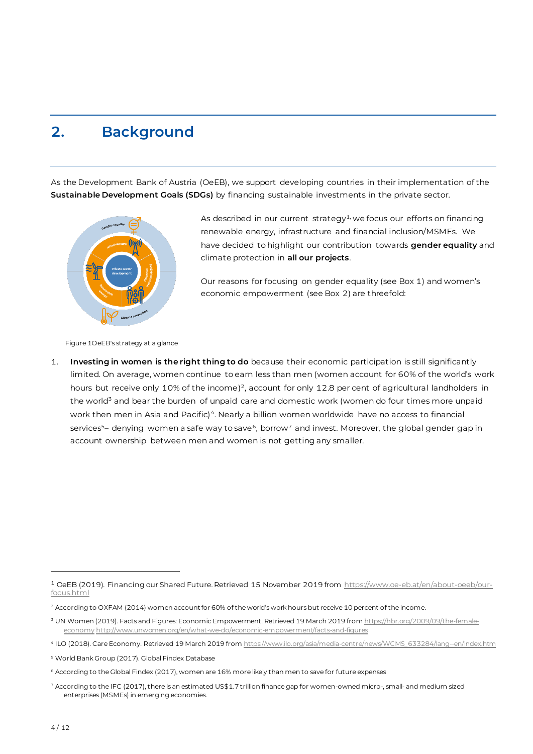# 2. Background

As the Development Bank of Austria (OeEB), we support developing countries in their implementation of the **Sustainable Development Goals (SDGs)** by financing sustainable investments in the private sector.

As described in our current strategy[1], we focus our efforts on financing renewable energy, infrastructure and financial inclusion/MSMEs. We have decided to highlight our contribution towards **gender equality** and climate protection in **all our projects**.

Our reasons for focusing on gender equality (see Box 1) and women's economic empowerment (see Box 2) are threefold:

Figure 1 OeEB's strategy at a glance

1. **Investing in women is the right thing to do** because their economic participation is still significantly limited. On average, women continue to earn less than men (women account for 60% of the world's work hours but receive only 10% of the income)[2], account for only 12.8 per cent of agricultural landholders in the world[3] and bear the burden of unpaid care and domestic work (women do four times more unpaid work then men in Asia and Pacific)[4]. Nearly a billion women worldwide have no access to financial services[5]– denying women a safe way to save[6], borrow[7] and invest. Moreover, the global gender gap in account ownership between men and women is not getting any smaller.

---

[1] OeEB (2019). Financing our Shared Future. Retrieved 15 November 2019 from https://www.oe-eb.at/en/about-oeeb/our-focus.html

[2] According to OXFAM (2014) women account for 60% of the world's work hours but receive 10 percent of the income.

[3] UN Women (2019). Facts and Figures: Economic Empowerment. Retrieved 19 March 2019 from https://hbr.org/2009/09/the-female-economy http://www.unwomen.org/en/what-we-do/economic-empowerment/facts-and-figures

[4] ILO (2018). Care Economy. Retrieved 19 March 2019 from https://www.ilo.org/asia/media-centre/news/WCMS_633284/lang--en/index.htm

[5] World Bank Group (2017). Global Findex Database

[6] According to the Global Findex (2017), women are 16% more likely than men to save for future expenses

[7] According to the IFC (2017), there is an estimated US$1.7 trillion finance gap for women-owned micro-, small- and medium sized enterprises (MSMEs) in emerging economies.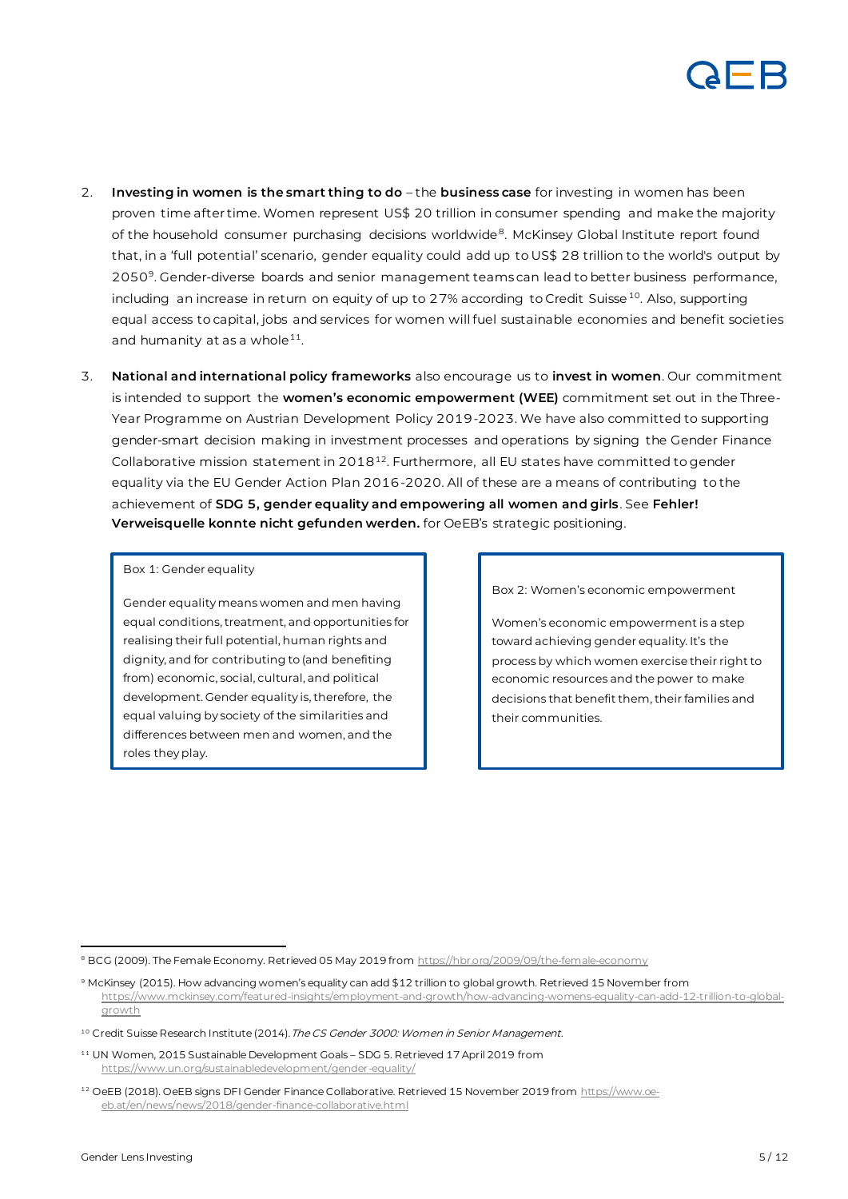2. **Investing in women is the smart thing to do** – the **business case** for investing in women has been proven time after time. Women represent US$ 20 trillion in consumer spending and make the majority of the household consumer purchasing decisions worldwide[8]. McKinsey Global Institute report found that, in a 'full potential' scenario, gender equality could add up to US$ 28 trillion to the world's output by 2050[9]. Gender-diverse boards and senior management teams can lead to better business performance, including an increase in return on equity of up to 27% according to Credit Suisse[10]. Also, supporting equal access to capital, jobs and services for women will fuel sustainable economies and benefit societies and humanity at as a whole[11].

3. **National and international policy frameworks** also encourage us to **invest in women**. Our commitment is intended to support the **women's economic empowerment (WEE)** commitment set out in the Three-Year Programme on Austrian Development Policy 2019-2023. We have also committed to supporting gender-smart decision making in investment processes and operations by signing the Gender Finance Collaborative mission statement in 2018[12]. Furthermore, all EU states have committed to gender equality via the EU Gender Action Plan 2016-2020. All of these are a means of contributing to the achievement of **SDG 5, gender equality and empowering all women and girls**. See **Fehler! Verweisquelle konnte nicht gefunden werden.** for OeEB's strategic positioning.

> Box 1: Gender equality
>
> Gender equality means women and men having equal conditions, treatment, and opportunities for realising their full potential, human rights and dignity, and for contributing to (and benefiting from) economic, social, cultural, and political development. Gender equality is, therefore, the equal valuing by society of the similarities and differences between men and women, and the roles they play.

> Box 2: Women's economic empowerment
>
> Women's economic empowerment is a step toward achieving gender equality. It's the process by which women exercise their right to economic resources and the power to make decisions that benefit them, their families and their communities.

---

[8] BCG (2009). The Female Economy. Retrieved 05 May 2019 from https://hbr.org/2009/09/the-female-economy

[9] McKinsey (2015). How advancing women's equality can add $12 trillion to global growth. Retrieved 15 November from https://www.mckinsey.com/featured-insights/employment-and-growth/how-advancing-womens-equality-can-add-12-trillion-to-global-growth

[10] Credit Suisse Research Institute (2014). *The CS Gender 3000: Women in Senior Management*.

[11] UN Women, 2015 Sustainable Development Goals – SDG 5. Retrieved 17 April 2019 from https://www.un.org/sustainabledevelopment/gender-equality/

[12] OeEB (2018). OeEB signs DFI Gender Finance Collaborative. Retrieved 15 November 2019 from https://www.oe-eb.at/en/news/news/2018/gender-finance-collaborative.html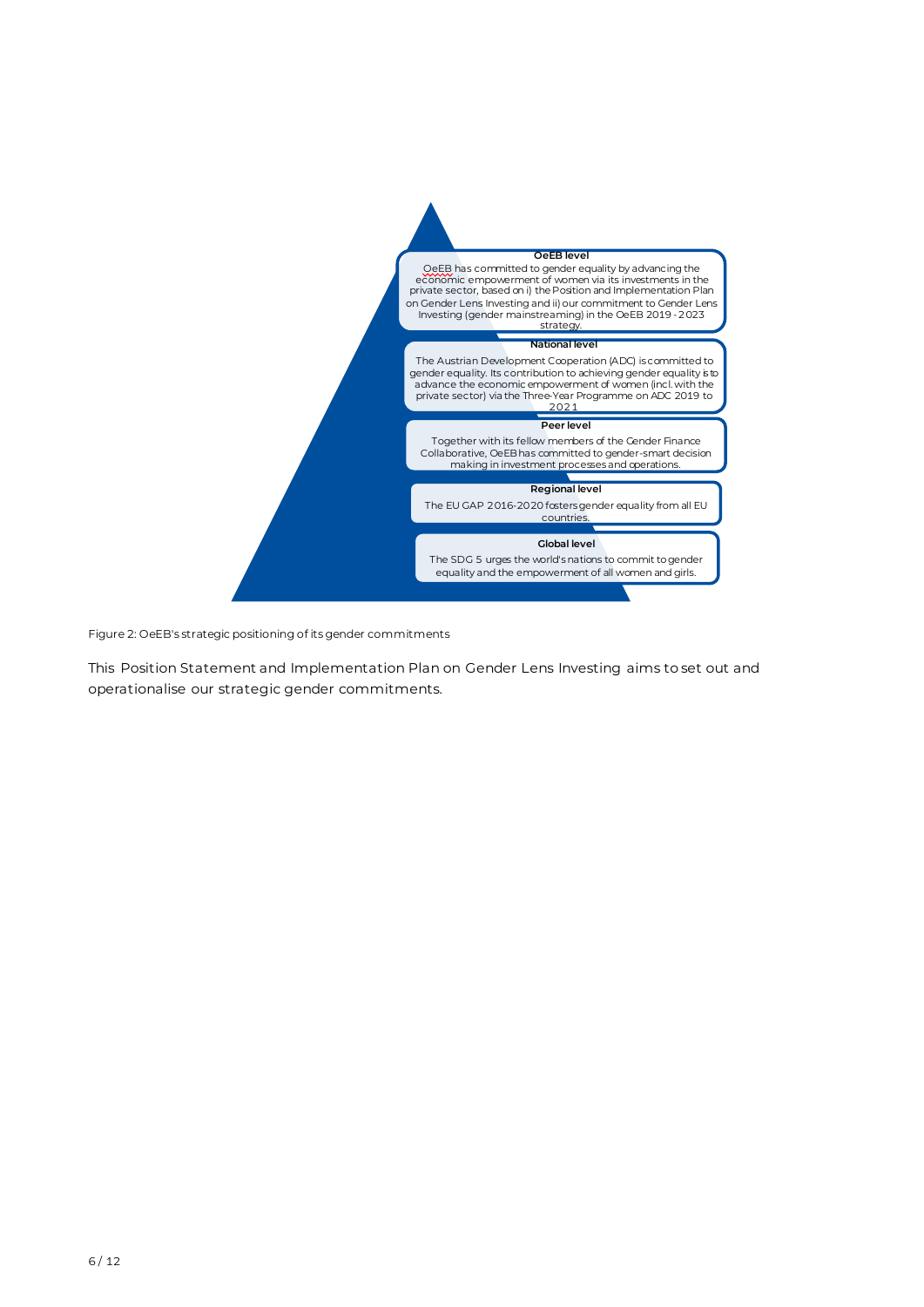**OeEB level**

OeEB has committed to gender equality by advancing the economic empowerment of women via its investments in the private sector, based on i) the Position and Implementation Plan on Gender Lens Investing and ii) our commitment to Gender Lens Investing (gender mainstreaming) in the OeEB 2019 - 2023 strategy.

**National level**

The Austrian Development Cooperation (ADC) is committed to gender equality. Its contribution to achieving gender equality is to advance the economic empowerment of women (incl. with the private sector) via the Three-Year Programme on ADC 2019 to 2021

**Peer level**

Together with its fellow members of the Gender Finance Collaborative, OeEB has committed to gender-smart decision making in investment processes and operations.

**Regional level**

The EU GAP 2016-2020 fosters gender equality from all EU countries.

**Global level**

The SDG 5 urges the world's nations to commit to gender equality and the empowerment of all women and girls.

Figure 2: OeEB's strategic positioning of its gender commitments

This Position Statement and Implementation Plan on Gender Lens Investing aims to set out and operationalise our strategic gender commitments.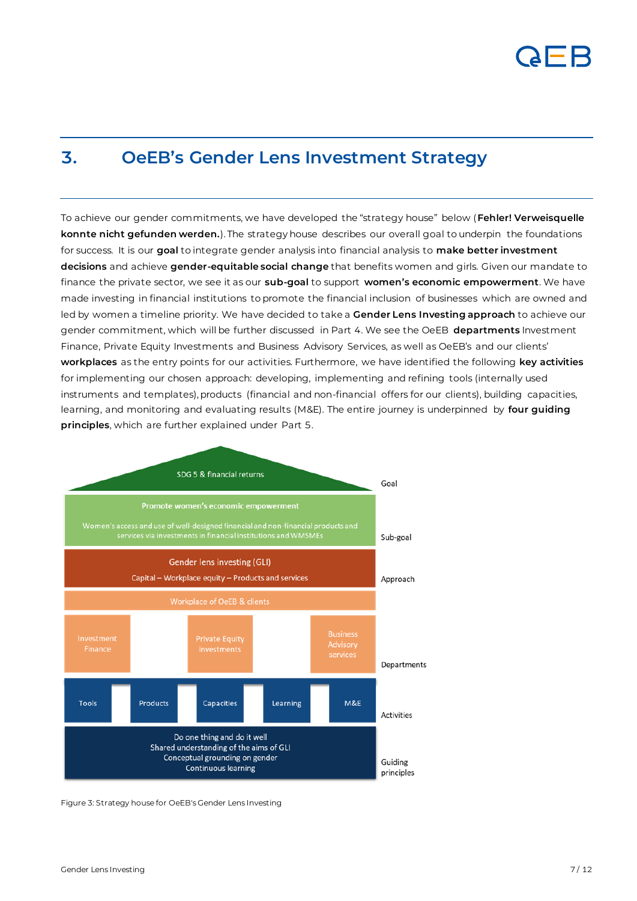# 3. OeEB's Gender Lens Investment Strategy

To achieve our gender commitments, we have developed the "strategy house" below (**Fehler! Verweisquelle konnte nicht gefunden werden.**). The strategy house describes our overall goal to underpin the foundations for success. It is our **goal** to integrate gender analysis into financial analysis to **make better investment decisions** and achieve **gender-equitable social change** that benefits women and girls. Given our mandate to finance the private sector, we see it as our **sub-goal** to support **women's economic empowerment**. We have made investing in financial institutions to promote the financial inclusion of businesses which are owned and led by women a timeline priority. We have decided to take a **Gender Lens Investing approach** to achieve our gender commitment, which will be further discussed in Part 4. We see the OeEB **departments** Investment Finance, Private Equity Investments and Business Advisory Services, as well as OeEB's and our clients' **workplaces** as the entry points for our activities. Furthermore, we have identified the following **key activities** for implementing our chosen approach: developing, implementing and refining tools (internally used instruments and templates), products (financial and non-financial offers for our clients), building capacities, learning, and monitoring and evaluating results (M&E). The entire journey is underpinned by **four guiding principles**, which are further explained under Part 5.

| Level | Content |
|---|---|
| Goal | SDG 5 & financial returns |
| Sub-goal | Promote women's economic empowerment<br>Women's access and use of well-designed financial and non-financial products and services via investments in financial institutions and WMSMEs |
| Approach | Gender lens investing (GLI)<br>Capital – Workplace equity – Products and services |
| Departments | Workplace of OeEB & clients<br>Investment Finance; Private Equity investments; Business Advisory services |
| Activities | Tools; Products; Capacities; Learning; M&E |
| Guiding principles | Do one thing and do it well<br>Shared understanding of the aims of GLI<br>Conceptual grounding on gender<br>Continuous learning |

Figure 3: Strategy house for OeEB's Gender Lens Investing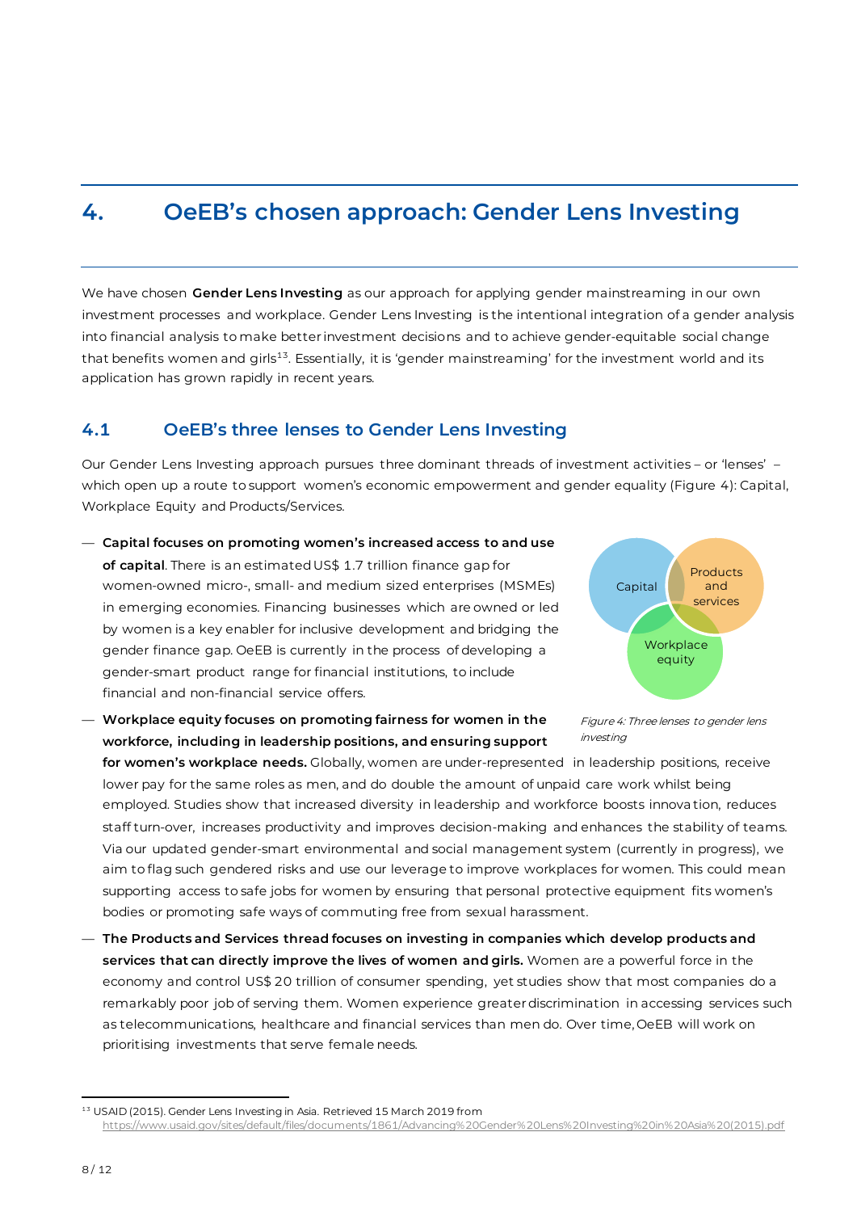## 4. OeEB's chosen approach: Gender Lens Investing

We have chosen **Gender Lens Investing** as our approach for applying gender mainstreaming in our own investment processes and workplace. Gender Lens Investing is the intentional integration of a gender analysis into financial analysis to make better investment decisions and to achieve gender-equitable social change that benefits women and girls[13]. Essentially, it is 'gender mainstreaming' for the investment world and its application has grown rapidly in recent years.

### 4.1 OeEB's three lenses to Gender Lens Investing

Our Gender Lens Investing approach pursues three dominant threads of investment activities – or 'lenses' – which open up a route to support women's economic empowerment and gender equality (Figure 4): Capital, Workplace Equity and Products/Services.

- **Capital focuses on promoting women's increased access to and use of capital**. There is an estimated US$ 1.7 trillion finance gap for women-owned micro-, small- and medium sized enterprises (MSMEs) in emerging economies. Financing businesses which are owned or led by women is a key enabler for inclusive development and bridging the gender finance gap. OeEB is currently in the process of developing a gender-smart product range for financial institutions, to include financial and non-financial service offers.
- **Workplace equity focuses on promoting fairness for women in the workforce, including in leadership positions, and ensuring support for women's workplace needs.** Globally, women are under-represented in leadership positions, receive lower pay for the same roles as men, and do double the amount of unpaid care work whilst being employed. Studies show that increased diversity in leadership and workforce boosts innovation, reduces staff turn-over, increases productivity and improves decision-making and enhances the stability of teams. Via our updated gender-smart environmental and social management system (currently in progress), we aim to flag such gendered risks and use our leverage to improve workplaces for women. This could mean supporting access to safe jobs for women by ensuring that personal protective equipment fits women's bodies or promoting safe ways of commuting free from sexual harassment.
- **The Products and Services thread focuses on investing in companies which develop products and services that can directly improve the lives of women and girls.** Women are a powerful force in the economy and control US$ 20 trillion of consumer spending, yet studies show that most companies do a remarkably poor job of serving them. Women experience greater discrimination in accessing services such as telecommunications, healthcare and financial services than men do. Over time, OeEB will work on prioritising investments that serve female needs.

Capital | Products and services | Workplace equity

*Figure 4: Three lenses to gender lens investing*

---

[13] USAID (2015). Gender Lens Investing in Asia. Retrieved 15 March 2019 from https://www.usaid.gov/sites/default/files/documents/1861/Advancing%20Gender%20Lens%20Investing%20in%20Asia%20(2015).pdf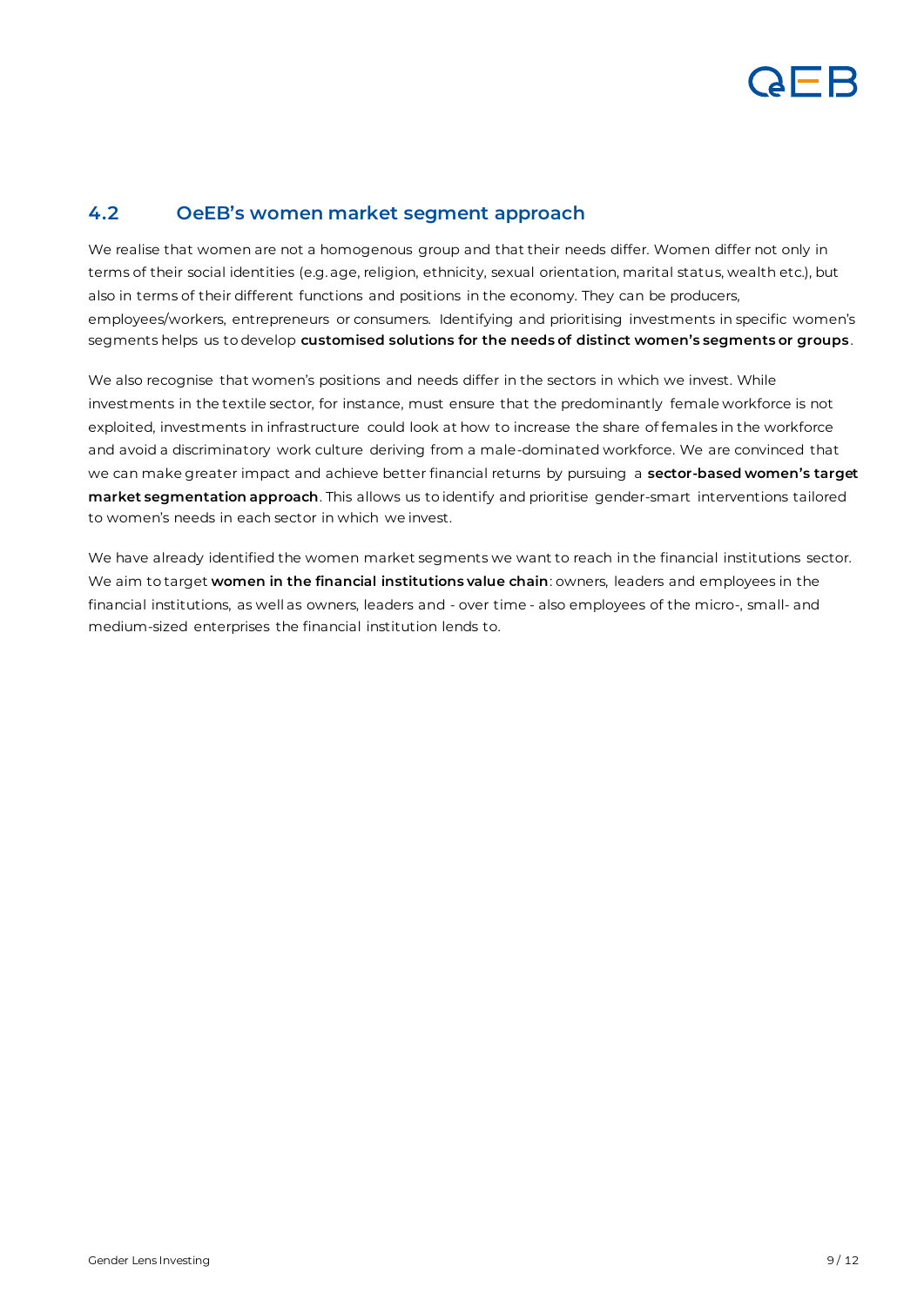## 4.2 OeEB's women market segment approach

We realise that women are not a homogenous group and that their needs differ. Women differ not only in terms of their social identities (e.g. age, religion, ethnicity, sexual orientation, marital status, wealth etc.), but also in terms of their different functions and positions in the economy. They can be producers, employees/workers, entrepreneurs or consumers. Identifying and prioritising investments in specific women's segments helps us to develop **customised solutions for the needs of distinct women's segments or groups**.

We also recognise that women's positions and needs differ in the sectors in which we invest. While investments in the textile sector, for instance, must ensure that the predominantly female workforce is not exploited, investments in infrastructure could look at how to increase the share of females in the workforce and avoid a discriminatory work culture deriving from a male-dominated workforce. We are convinced that we can make greater impact and achieve better financial returns by pursuing a **sector-based women's target market segmentation approach**. This allows us to identify and prioritise gender-smart interventions tailored to women's needs in each sector in which we invest.

We have already identified the women market segments we want to reach in the financial institutions sector. We aim to target **women in the financial institutions value chain**: owners, leaders and employees in the financial institutions, as well as owners, leaders and - over time - also employees of the micro-, small- and medium-sized enterprises the financial institution lends to.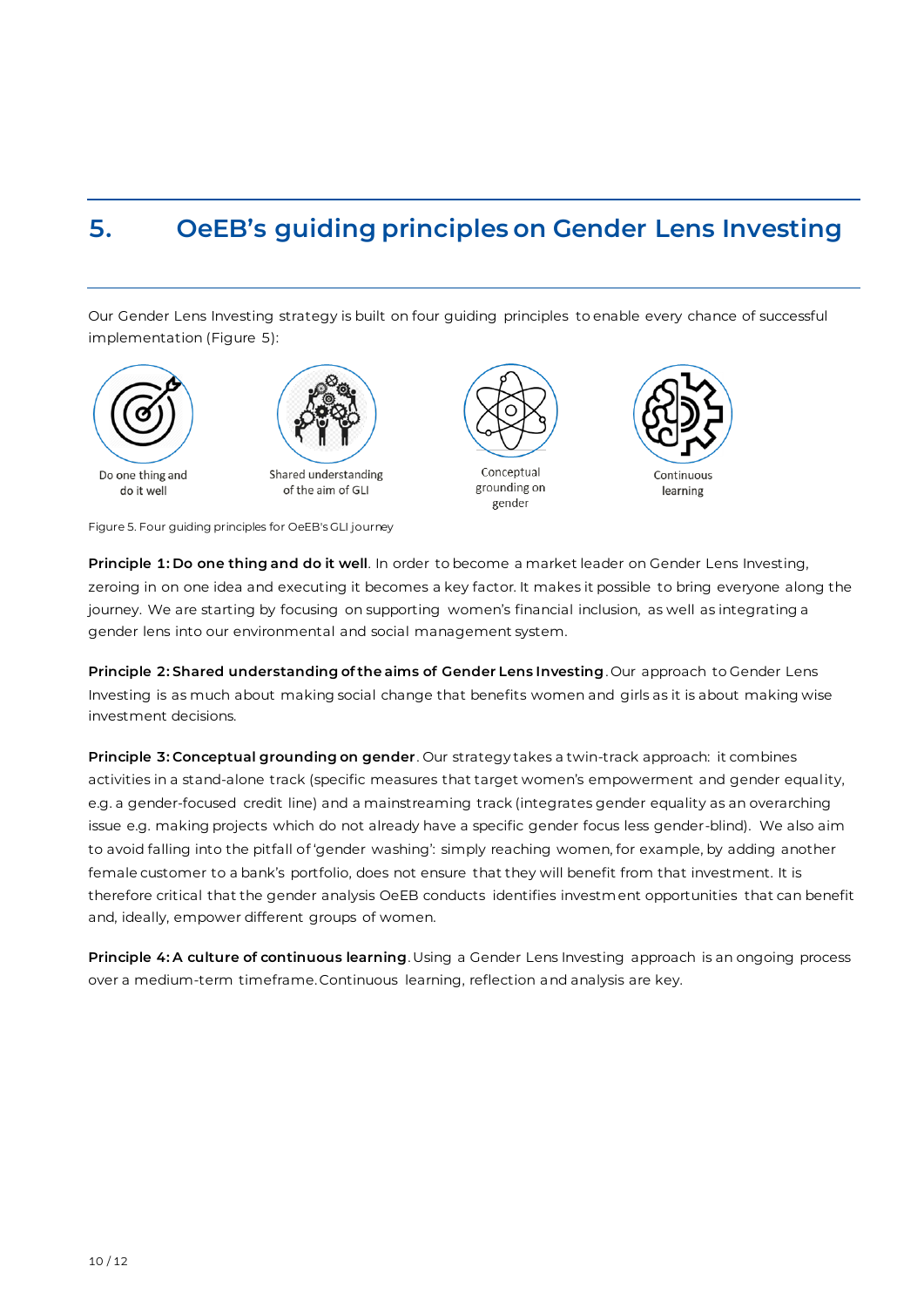## 5. OeEB's guiding principles on Gender Lens Investing

Our Gender Lens Investing strategy is built on four guiding principles to enable every chance of successful implementation (Figure 5):

Do one thing and do it well

Shared understanding of the aim of GLI

Conceptual grounding on gender

Continuous learning

Figure 5. Four guiding principles for OeEB's GLI journey

**Principle 1: Do one thing and do it well**. In order to become a market leader on Gender Lens Investing, zeroing in on one idea and executing it becomes a key factor. It makes it possible to bring everyone along the journey. We are starting by focusing on supporting women's financial inclusion, as well as integrating a gender lens into our environmental and social management system.

**Principle 2: Shared understanding of the aims of Gender Lens Investing**. Our approach to Gender Lens Investing is as much about making social change that benefits women and girls as it is about making wise investment decisions.

**Principle 3: Conceptual grounding on gender**. Our strategy takes a twin-track approach: it combines activities in a stand-alone track (specific measures that target women's empowerment and gender equality, e.g. a gender-focused credit line) and a mainstreaming track (integrates gender equality as an overarching issue e.g. making projects which do not already have a specific gender focus less gender-blind). We also aim to avoid falling into the pitfall of 'gender washing': simply reaching women, for example, by adding another female customer to a bank's portfolio, does not ensure that they will benefit from that investment. It is therefore critical that the gender analysis OeEB conducts identifies investment opportunities that can benefit and, ideally, empower different groups of women.

**Principle 4: A culture of continuous learning**. Using a Gender Lens Investing approach is an ongoing process over a medium-term timeframe. Continuous learning, reflection and analysis are key.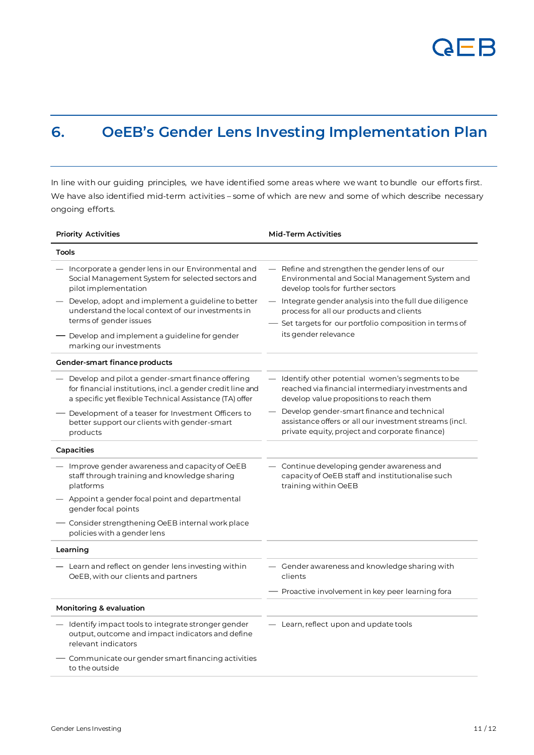## 6. OeEB's Gender Lens Investing Implementation Plan

In line with our guiding principles, we have identified some areas where we want to bundle our efforts first. We have also identified mid-term activities – some of which are new and some of which describe necessary ongoing efforts.

| Priority Activities | Mid-Term Activities |
|---|---|
| **Tools** | |
| — Incorporate a gender lens in our Environmental and Social Management System for selected sectors and pilot implementation<br>— Develop, adopt and implement a guideline to better understand the local context of our investments in terms of gender issues<br>— Develop and implement a guideline for gender marking our investments | — Refine and strengthen the gender lens of our Environmental and Social Management System and develop tools for further sectors<br>— Integrate gender analysis into the full due diligence process for all our products and clients<br>— Set targets for our portfolio composition in terms of its gender relevance |
| **Gender-smart finance products** | |
| — Develop and pilot a gender-smart finance offering for financial institutions, incl. a gender credit line and a specific yet flexible Technical Assistance (TA) offer<br>— Development of a teaser for Investment Officers to better support our clients with gender-smart products | — Identify other potential women's segments to be reached via financial intermediary investments and develop value propositions to reach them<br>— Develop gender-smart finance and technical assistance offers or all our investment streams (incl. private equity, project and corporate finance) |
| **Capacities** | |
| — Improve gender awareness and capacity of OeEB staff through training and knowledge sharing platforms<br>— Appoint a gender focal point and departmental gender focal points<br>— Consider strengthening OeEB internal work place policies with a gender lens | — Continue developing gender awareness and capacity of OeEB staff and institutionalise such training within OeEB |
| **Learning** | |
| — Learn and reflect on gender lens investing within OeEB, with our clients and partners | — Gender awareness and knowledge sharing with clients<br>— Proactive involvement in key peer learning fora |
| **Monitoring & evaluation** | |
| — Identify impact tools to integrate stronger gender output, outcome and impact indicators and define relevant indicators<br>— Communicate our gender smart financing activities to the outside | — Learn, reflect upon and update tools |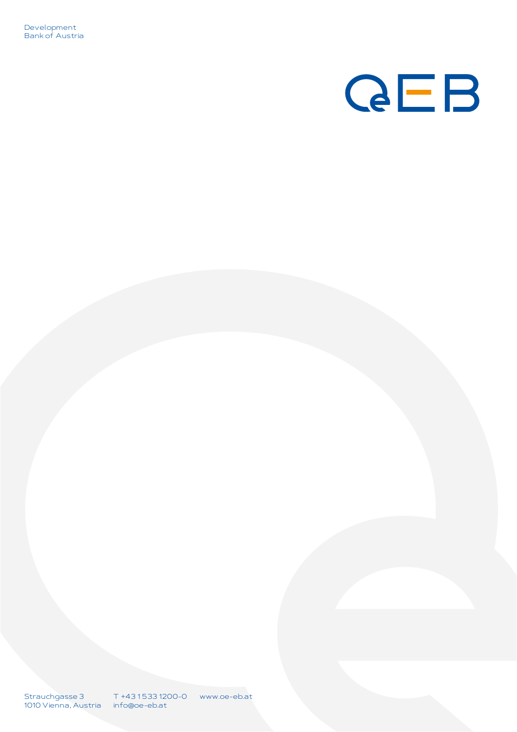Development
Bank of Austria

OeEB

Strauchgasse 3
1010 Vienna, Austria

T +43 1 533 1200-0
info@oe-eb.at

www.oe-eb.at